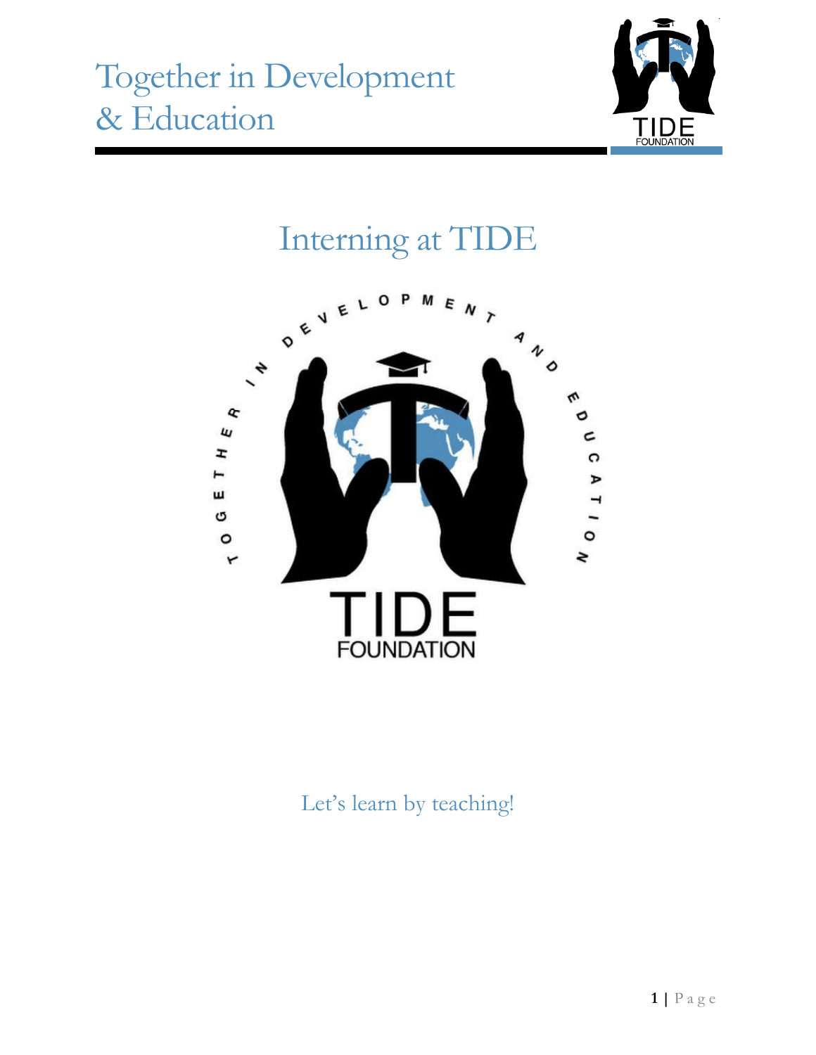Together in Development
& Education

# Interning at TIDE

Let's learn by teaching!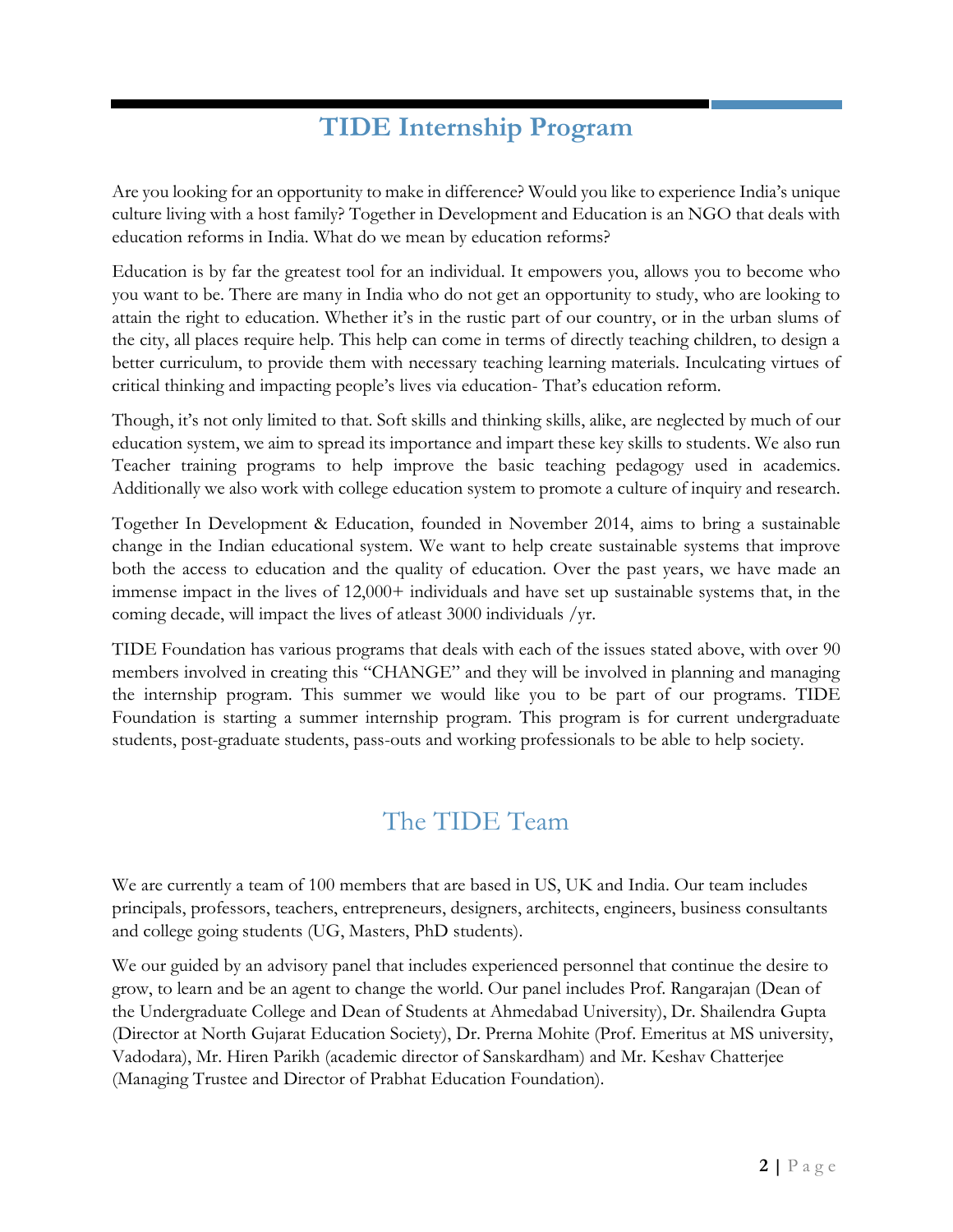# TIDE Internship Program

Are you looking for an opportunity to make in difference? Would you like to experience India's unique culture living with a host family? Together in Development and Education is an NGO that deals with education reforms in India. What do we mean by education reforms?

Education is by far the greatest tool for an individual. It empowers you, allows you to become who you want to be. There are many in India who do not get an opportunity to study, who are looking to attain the right to education. Whether it's in the rustic part of our country, or in the urban slums of the city, all places require help. This help can come in terms of directly teaching children, to design a better curriculum, to provide them with necessary teaching learning materials. Inculcating virtues of critical thinking and impacting people's lives via education- That's education reform.

Though, it's not only limited to that. Soft skills and thinking skills, alike, are neglected by much of our education system, we aim to spread its importance and impart these key skills to students. We also run Teacher training programs to help improve the basic teaching pedagogy used in academics. Additionally we also work with college education system to promote a culture of inquiry and research.

Together In Development & Education, founded in November 2014, aims to bring a sustainable change in the Indian educational system. We want to help create sustainable systems that improve both the access to education and the quality of education. Over the past years, we have made an immense impact in the lives of 12,000+ individuals and have set up sustainable systems that, in the coming decade, will impact the lives of atleast 3000 individuals /yr.

TIDE Foundation has various programs that deals with each of the issues stated above, with over 90 members involved in creating this "CHANGE" and they will be involved in planning and managing the internship program. This summer we would like you to be part of our programs. TIDE Foundation is starting a summer internship program. This program is for current undergraduate students, post-graduate students, pass-outs and working professionals to be able to help society.

## The TIDE Team

We are currently a team of 100 members that are based in US, UK and India. Our team includes principals, professors, teachers, entrepreneurs, designers, architects, engineers, business consultants and college going students (UG, Masters, PhD students).

We our guided by an advisory panel that includes experienced personnel that continue the desire to grow, to learn and be an agent to change the world. Our panel includes Prof. Rangarajan (Dean of the Undergraduate College and Dean of Students at Ahmedabad University), Dr. Shailendra Gupta (Director at North Gujarat Education Society), Dr. Prerna Mohite (Prof. Emeritus at MS university, Vadodara), Mr. Hiren Parikh (academic director of Sanskardham) and Mr. Keshav Chatterjee (Managing Trustee and Director of Prabhat Education Foundation).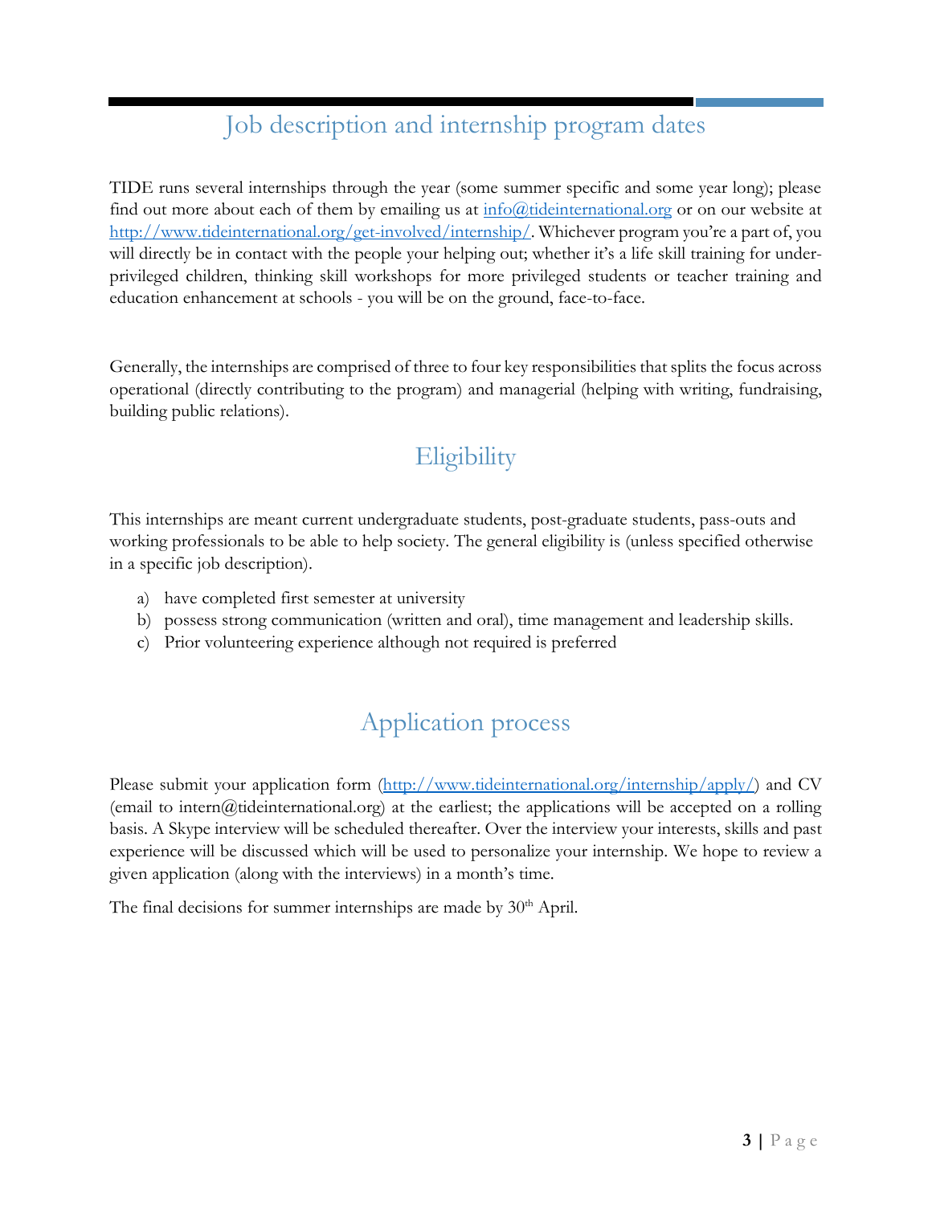## Job description and internship program dates

TIDE runs several internships through the year (some summer specific and some year long); please find out more about each of them by emailing us at [info@tideinternational.org](mailto:info@tideinternational.org) or on our website at [http://www.tideinternational.org/get-involved/internship/](http://www.tideinternational.org/get-involved/internship/). Whichever program you're a part of, you will directly be in contact with the people your helping out; whether it's a life skill training for under-privileged children, thinking skill workshops for more privileged students or teacher training and education enhancement at schools - you will be on the ground, face-to-face.

Generally, the internships are comprised of three to four key responsibilities that splits the focus across operational (directly contributing to the program) and managerial (helping with writing, fundraising, building public relations).

## Eligibility

This internships are meant current undergraduate students, post-graduate students, pass-outs and working professionals to be able to help society. The general eligibility is (unless specified otherwise in a specific job description).

a) have completed first semester at university
b) possess strong communication (written and oral), time management and leadership skills.
c) Prior volunteering experience although not required is preferred

## Application process

Please submit your application form ([http://www.tideinternational.org/internship/apply/](http://www.tideinternational.org/internship/apply/)) and CV (email to intern@tideinternational.org) at the earliest; the applications will be accepted on a rolling basis. A Skype interview will be scheduled thereafter. Over the interview your interests, skills and past experience will be discussed which will be used to personalize your internship. We hope to review a given application (along with the interviews) in a month's time.

The final decisions for summer internships are made by 30th April.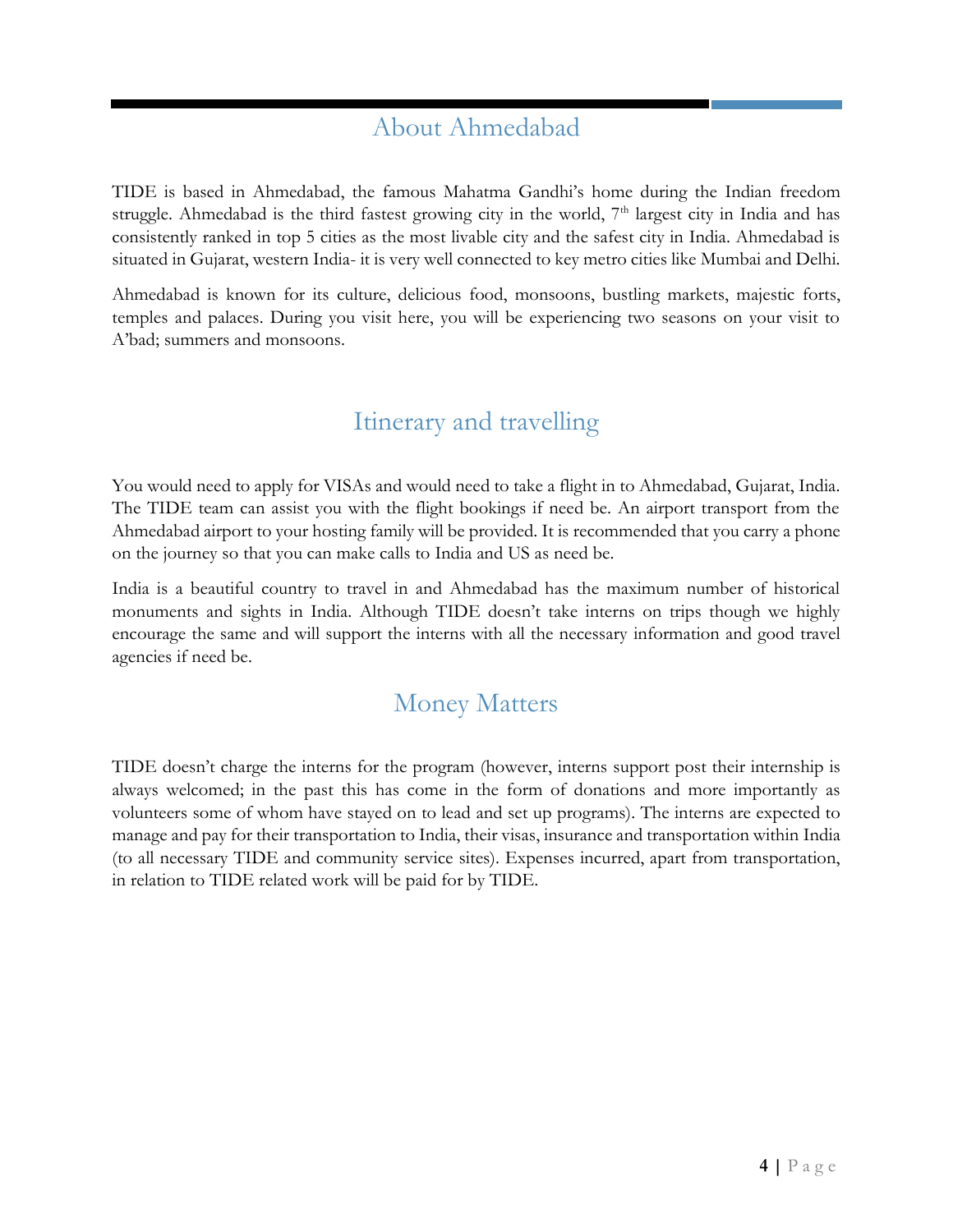## About Ahmedabad

TIDE is based in Ahmedabad, the famous Mahatma Gandhi's home during the Indian freedom struggle. Ahmedabad is the third fastest growing city in the world, 7th largest city in India and has consistently ranked in top 5 cities as the most livable city and the safest city in India. Ahmedabad is situated in Gujarat, western India- it is very well connected to key metro cities like Mumbai and Delhi.

Ahmedabad is known for its culture, delicious food, monsoons, bustling markets, majestic forts, temples and palaces. During you visit here, you will be experiencing two seasons on your visit to A'bad; summers and monsoons.

## Itinerary and travelling

You would need to apply for VISAs and would need to take a flight in to Ahmedabad, Gujarat, India. The TIDE team can assist you with the flight bookings if need be. An airport transport from the Ahmedabad airport to your hosting family will be provided. It is recommended that you carry a phone on the journey so that you can make calls to India and US as need be.

India is a beautiful country to travel in and Ahmedabad has the maximum number of historical monuments and sights in India. Although TIDE doesn't take interns on trips though we highly encourage the same and will support the interns with all the necessary information and good travel agencies if need be.

## Money Matters

TIDE doesn't charge the interns for the program (however, interns support post their internship is always welcomed; in the past this has come in the form of donations and more importantly as volunteers some of whom have stayed on to lead and set up programs). The interns are expected to manage and pay for their transportation to India, their visas, insurance and transportation within India (to all necessary TIDE and community service sites). Expenses incurred, apart from transportation, in relation to TIDE related work will be paid for by TIDE.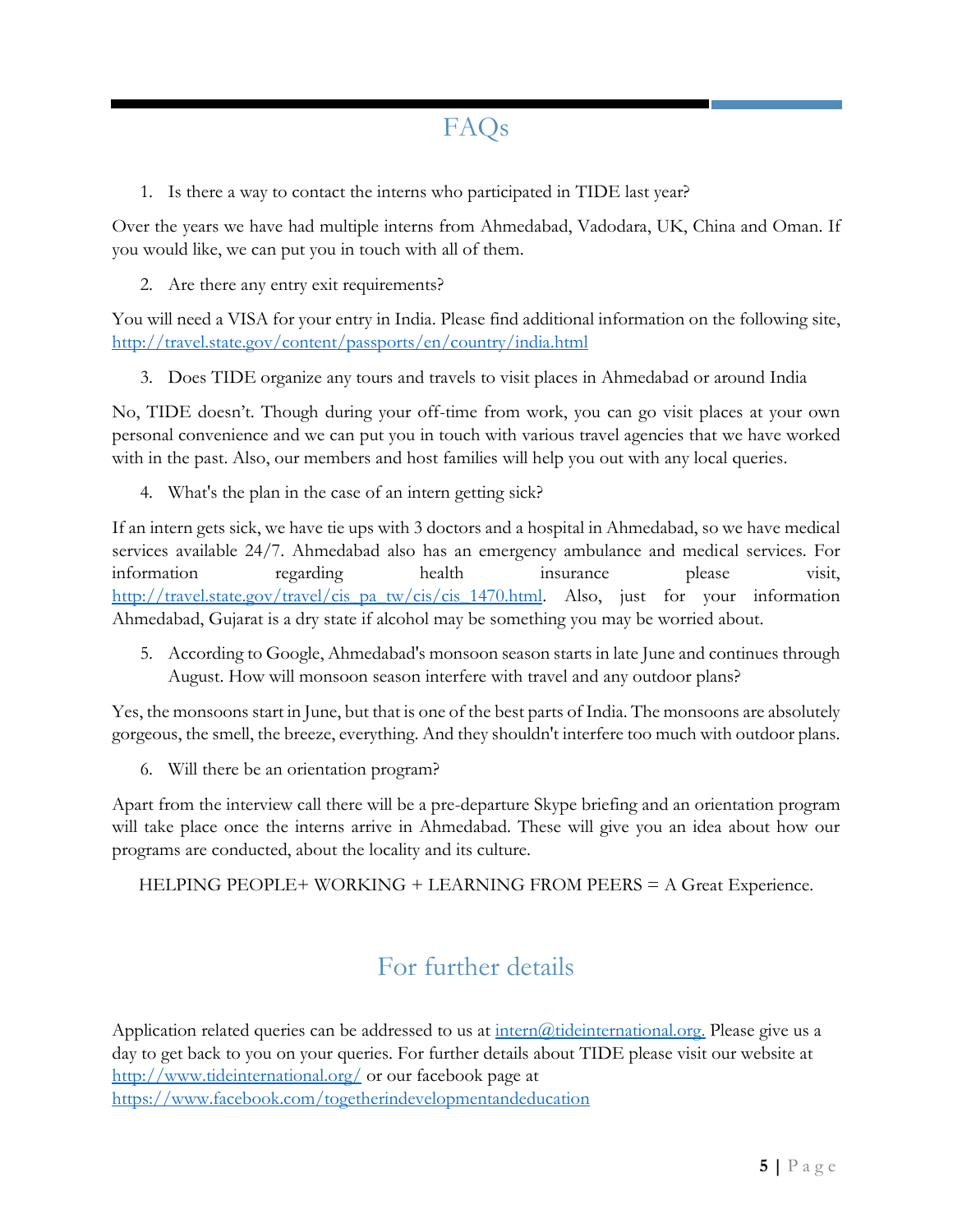# FAQs

1. Is there a way to contact the interns who participated in TIDE last year?

Over the years we have had multiple interns from Ahmedabad, Vadodara, UK, China and Oman. If you would like, we can put you in touch with all of them.

2. Are there any entry exit requirements?

You will need a VISA for your entry in India. Please find additional information on the following site, http://travel.state.gov/content/passports/en/country/india.html

3. Does TIDE organize any tours and travels to visit places in Ahmedabad or around India

No, TIDE doesn't. Though during your off-time from work, you can go visit places at your own personal convenience and we can put you in touch with various travel agencies that we have worked with in the past. Also, our members and host families will help you out with any local queries.

4. What's the plan in the case of an intern getting sick?

If an intern gets sick, we have tie ups with 3 doctors and a hospital in Ahmedabad, so we have medical services available 24/7. Ahmedabad also has an emergency ambulance and medical services. For information regarding health insurance please visit, http://travel.state.gov/travel/cis_pa_tw/cis/cis_1470.html. Also, just for your information Ahmedabad, Gujarat is a dry state if alcohol may be something you may be worried about.

5. According to Google, Ahmedabad's monsoon season starts in late June and continues through August. How will monsoon season interfere with travel and any outdoor plans?

Yes, the monsoons start in June, but that is one of the best parts of India. The monsoons are absolutely gorgeous, the smell, the breeze, everything. And they shouldn't interfere too much with outdoor plans.

6. Will there be an orientation program?

Apart from the interview call there will be a pre-departure Skype briefing and an orientation program will take place once the interns arrive in Ahmedabad. These will give you an idea about how our programs are conducted, about the locality and its culture.

HELPING PEOPLE+ WORKING + LEARNING FROM PEERS = A Great Experience.

# For further details

Application related queries can be addressed to us at intern@tideinternational.org. Please give us a day to get back to you on your queries. For further details about TIDE please visit our website at http://www.tideinternational.org/ or our facebook page at https://www.facebook.com/togetherindevelopmentandeducation